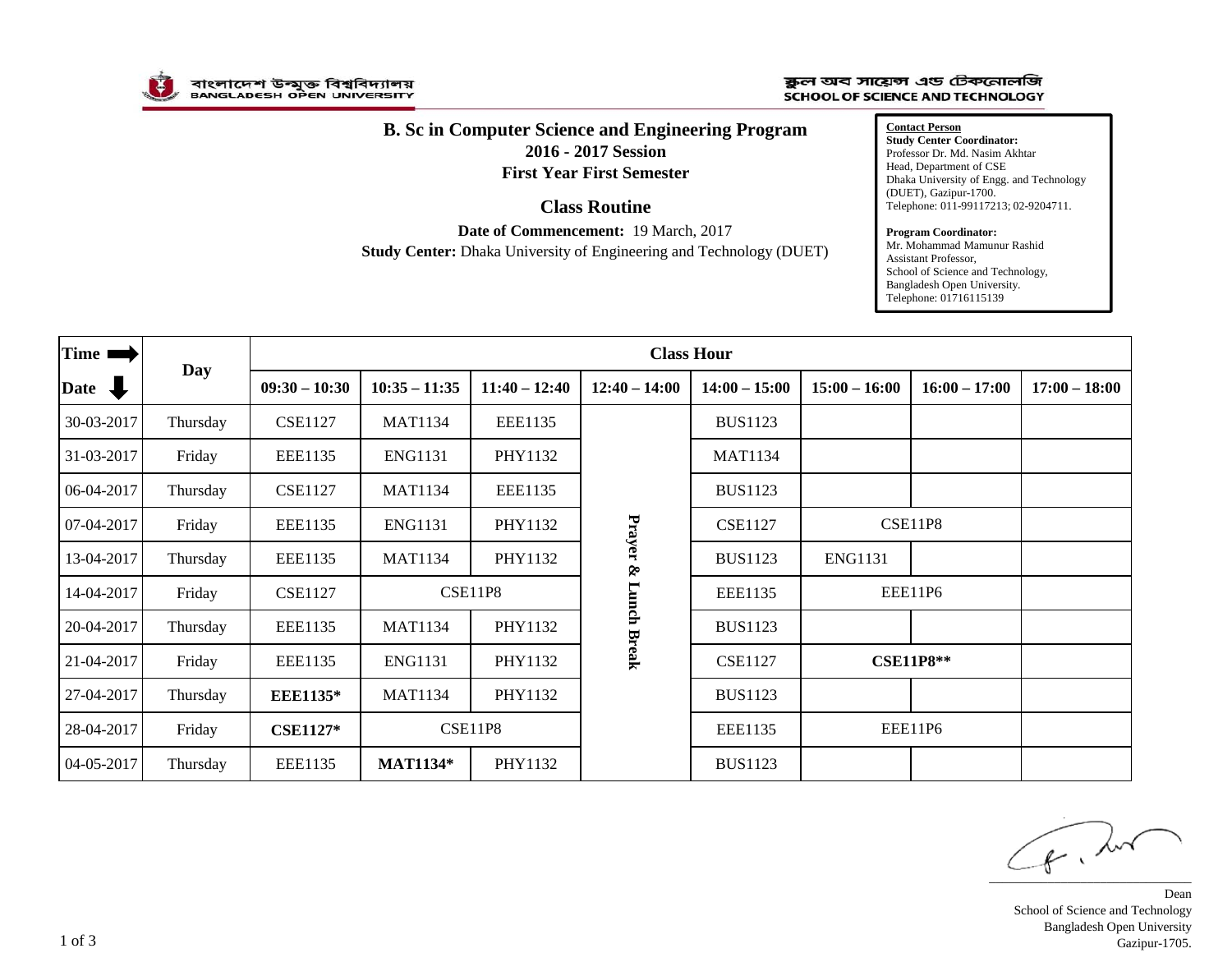বাংলাদেশ উন্মুক্ত বিশ্ববিদ্যালয়
BANGLADESH OPEN UNIVERSITY

স্কুল অব সায়েন্স এন্ড টেকনোলজি
SCHOOL OF SCIENCE AND TECHNOLOGY

# B. Sc in Computer Science and Engineering Program

**2016 - 2017 Session**

**First Year First Semester**

## Class Routine

**Date of Commencement:** 19 March, 2017

**Study Center:** Dhaka University of Engineering and Technology (DUET)

**Contact Person**

**Study Center Coordinator:**
Professor Dr. Md. Nasim Akhtar
Head, Department of CSE
Dhaka University of Engg. and Technology (DUET), Gazipur-1700.
Telephone: 011-99117213; 02-9204711.

**Program Coordinator:**
Mr. Mohammad Mamunur Rashid
Assistant Professor,
School of Science and Technology,
Bangladesh Open University.
Telephone: 01716115139

| Time ➡ / Date ⬇ | Day | Class Hour | | | | | | | |
|---|---|---|---|---|---|---|---|---|---|
| | | **09:30 – 10:30** | **10:35 – 11:35** | **11:40 – 12:40** | **12:40 – 14:00** | **14:00 – 15:00** | **15:00 – 16:00** | **16:00 – 17:00** | **17:00 – 18:00** |
| 30-03-2017 | Thursday | CSE1127 | MAT1134 | EEE1135 | **Prayer & Lunch Break** | BUS1123 | | | |
| 31-03-2017 | Friday | EEE1135 | ENG1131 | PHY1132 | | MAT1134 | | | |
| 06-04-2017 | Thursday | CSE1127 | MAT1134 | EEE1135 | | BUS1123 | | | |
| 07-04-2017 | Friday | EEE1135 | ENG1131 | PHY1132 | | CSE1127 | CSE11P8 | | |
| 13-04-2017 | Thursday | EEE1135 | MAT1134 | PHY1132 | | BUS1123 | ENG1131 | | |
| 14-04-2017 | Friday | CSE1127 | CSE11P8 | | | EEE1135 | EEE11P6 | | |
| 20-04-2017 | Thursday | EEE1135 | MAT1134 | PHY1132 | | BUS1123 | | | |
| 21-04-2017 | Friday | EEE1135 | ENG1131 | PHY1132 | | CSE1127 | **CSE11P8**** | | |
| 27-04-2017 | Thursday | **EEE1135*** | MAT1134 | PHY1132 | | BUS1123 | | | |
| 28-04-2017 | Friday | **CSE1127*** | CSE11P8 | | | EEE1135 | EEE11P6 | | |
| 04-05-2017 | Thursday | EEE1135 | **MAT1134*** | PHY1132 | | BUS1123 | | | |

Dean
School of Science and Technology
Bangladesh Open University
Gazipur-1705.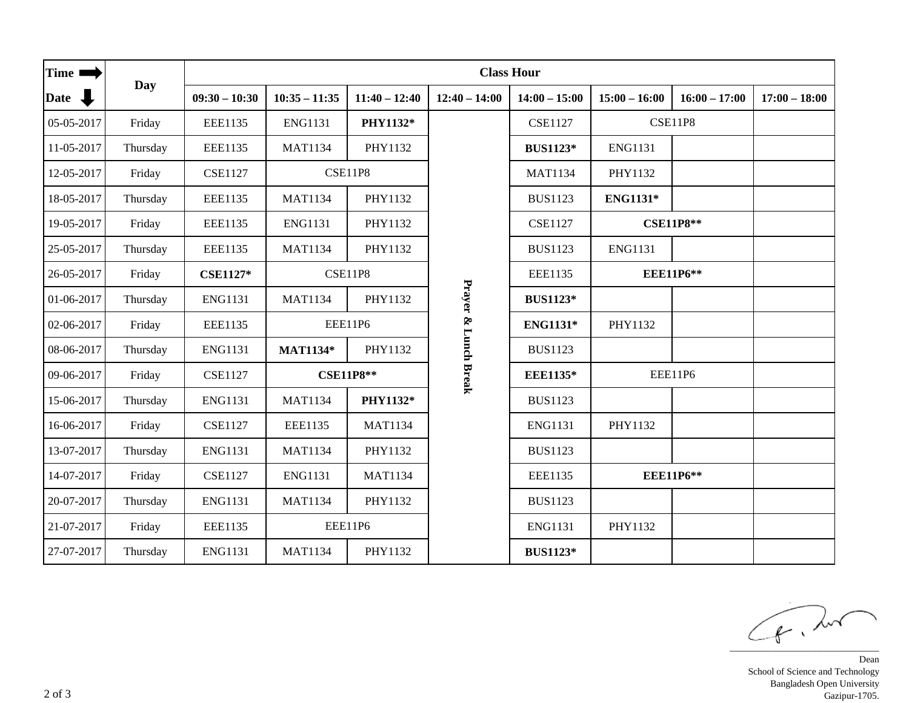| Time ➡ / Date ⬇ | Day | Class Hour | | | | | | | |
|---|---|---|---|---|---|---|---|---|---|
| | | 09:30 – 10:30 | 10:35 – 11:35 | 11:40 – 12:40 | 12:40 – 14:00 | 14:00 – 15:00 | 15:00 – 16:00 | 16:00 – 17:00 | 17:00 – 18:00 |
| 05-05-2017 | Friday | EEE1135 | ENG1131 | **PHY1132*** | Prayer & Lunch Break | CSE1127 | CSE11P8 | | |
| 11-05-2017 | Thursday | EEE1135 | MAT1134 | PHY1132 | | **BUS1123*** | ENG1131 | | |
| 12-05-2017 | Friday | CSE1127 | CSE11P8 | | | MAT1134 | PHY1132 | | |
| 18-05-2017 | Thursday | EEE1135 | MAT1134 | PHY1132 | | BUS1123 | **ENG1131*** | | |
| 19-05-2017 | Friday | EEE1135 | ENG1131 | PHY1132 | | CSE1127 | **CSE11P8**** | | |
| 25-05-2017 | Thursday | EEE1135 | MAT1134 | PHY1132 | | BUS1123 | ENG1131 | | |
| 26-05-2017 | Friday | **CSE1127*** | CSE11P8 | | | EEE1135 | **EEE11P6**** | | |
| 01-06-2017 | Thursday | ENG1131 | MAT1134 | PHY1132 | | **BUS1123*** | | | |
| 02-06-2017 | Friday | EEE1135 | EEE11P6 | | | **ENG1131*** | PHY1132 | | |
| 08-06-2017 | Thursday | ENG1131 | **MAT1134*** | PHY1132 | | BUS1123 | | | |
| 09-06-2017 | Friday | CSE1127 | **CSE11P8**** | | | **EEE1135*** | EEE11P6 | | |
| 15-06-2017 | Thursday | ENG1131 | MAT1134 | **PHY1132*** | | BUS1123 | | | |
| 16-06-2017 | Friday | CSE1127 | EEE1135 | MAT1134 | | ENG1131 | PHY1132 | | |
| 13-07-2017 | Thursday | ENG1131 | MAT1134 | PHY1132 | | BUS1123 | | | |
| 14-07-2017 | Friday | CSE1127 | ENG1131 | MAT1134 | | EEE1135 | **EEE11P6**** | | |
| 20-07-2017 | Thursday | ENG1131 | MAT1134 | PHY1132 | | BUS1123 | | | |
| 21-07-2017 | Friday | EEE1135 | EEE11P6 | | | ENG1131 | PHY1132 | | |
| 27-07-2017 | Thursday | ENG1131 | MAT1134 | PHY1132 | | **BUS1123*** | | | |

Dean
School of Science and Technology
Bangladesh Open University
Gazipur-1705.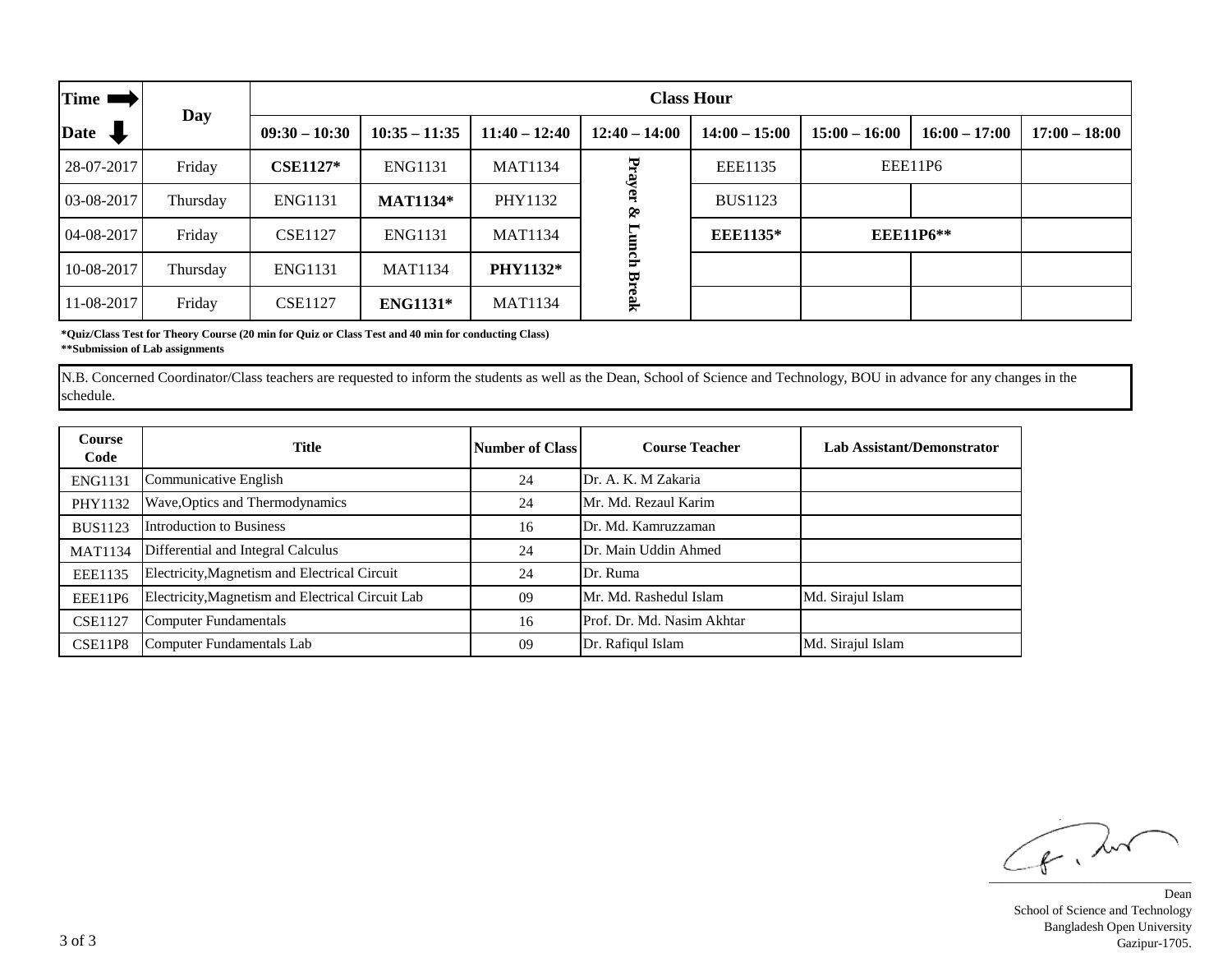| Time → / Date ↓ | Day | Class Hour | | | | | | | |
|---|---|---|---|---|---|---|---|---|---|
| | | 09:30 – 10:30 | 10:35 – 11:35 | 11:40 – 12:40 | 12:40 – 14:00 | 14:00 – 15:00 | 15:00 – 16:00 | 16:00 – 17:00 | 17:00 – 18:00 |
| 28-07-2017 | Friday | **CSE1127*** | ENG1131 | MAT1134 | Prayer & Lunch Break | EEE1135 | EEE11P6 | | |
| 03-08-2017 | Thursday | ENG1131 | **MAT1134*** | PHY1132 | | BUS1123 | | | |
| 04-08-2017 | Friday | CSE1127 | ENG1131 | MAT1134 | | **EEE1135*** | **EEE11P6**** | | |
| 10-08-2017 | Thursday | ENG1131 | MAT1134 | **PHY1132*** | | | | | |
| 11-08-2017 | Friday | CSE1127 | **ENG1131*** | MAT1134 | | | | | |

***Quiz/Class Test for Theory Course (20 min for Quiz or Class Test and 40 min for conducting Class)**
****Submission of Lab assignments**

N.B. Concerned Coordinator/Class teachers are requested to inform the students as well as the Dean, School of Science and Technology, BOU in advance for any changes in the schedule.

| Course Code | Title | Number of Class | Course Teacher | Lab Assistant/Demonstrator |
|---|---|---|---|---|
| ENG1131 | Communicative English | 24 | Dr. A. K. M Zakaria | |
| PHY1132 | Wave,Optics and Thermodynamics | 24 | Mr. Md. Rezaul Karim | |
| BUS1123 | Introduction to Business | 16 | Dr. Md. Kamruzzaman | |
| MAT1134 | Differential and Integral Calculus | 24 | Dr. Main Uddin Ahmed | |
| EEE1135 | Electricity,Magnetism and Electrical Circuit | 24 | Dr. Ruma | |
| EEE11P6 | Electricity,Magnetism and Electrical Circuit Lab | 09 | Mr. Md. Rashedul Islam | Md. Sirajul Islam |
| CSE1127 | Computer Fundamentals | 16 | Prof. Dr. Md. Nasim Akhtar | |
| CSE11P8 | Computer Fundamentals Lab | 09 | Dr. Rafiqul Islam | Md. Sirajul Islam |

Dean
School of Science and Technology
Bangladesh Open University
Gazipur-1705.